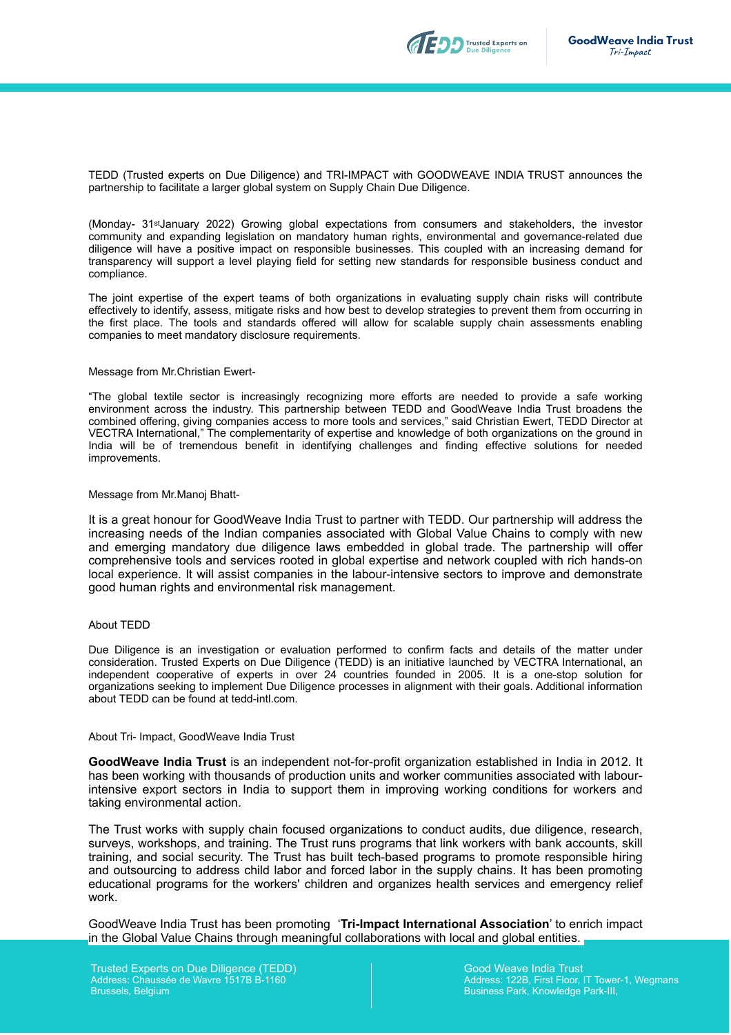TEDD (Trusted experts on Due Diligence) and TRI-IMPACT with GOODWEAVE INDIA TRUST announces the partnership to facilitate a larger global system on Supply Chain Due Diligence.

(Monday- 31st January 2022) Growing global expectations from consumers and stakeholders, the investor community and expanding legislation on mandatory human rights, environmental and governance-related due diligence will have a positive impact on responsible businesses. This coupled with an increasing demand for transparency will support a level playing field for setting new standards for responsible business conduct and compliance.

The joint expertise of the expert teams of both organizations in evaluating supply chain risks will contribute effectively to identify, assess, mitigate risks and how best to develop strategies to prevent them from occurring in the first place. The tools and standards offered will allow for scalable supply chain assessments enabling companies to meet mandatory disclosure requirements.

Message from Mr.Christian Ewert-

"The global textile sector is increasingly recognizing more efforts are needed to provide a safe working environment across the industry. This partnership between TEDD and GoodWeave India Trust broadens the combined offering, giving companies access to more tools and services," said Christian Ewert, TEDD Director at VECTRA International," The complementarity of expertise and knowledge of both organizations on the ground in India will be of tremendous benefit in identifying challenges and finding effective solutions for needed improvements.

Message from Mr.Manoj Bhatt-

It is a great honour for GoodWeave India Trust to partner with TEDD. Our partnership will address the increasing needs of the Indian companies associated with Global Value Chains to comply with new and emerging mandatory due diligence laws embedded in global trade. The partnership will offer comprehensive tools and services rooted in global expertise and network coupled with rich hands-on local experience. It will assist companies in the labour-intensive sectors to improve and demonstrate good human rights and environmental risk management.

About TEDD

Due Diligence is an investigation or evaluation performed to confirm facts and details of the matter under consideration. Trusted Experts on Due Diligence (TEDD) is an initiative launched by VECTRA International, an independent cooperative of experts in over 24 countries founded in 2005. It is a one-stop solution for organizations seeking to implement Due Diligence processes in alignment with their goals. Additional information about TEDD can be found at tedd-intl.com.

About Tri- Impact, GoodWeave India Trust

**GoodWeave India Trust** is an independent not-for-profit organization established in India in 2012. It has been working with thousands of production units and worker communities associated with labour-intensive export sectors in India to support them in improving working conditions for workers and taking environmental action.

The Trust works with supply chain focused organizations to conduct audits, due diligence, research, surveys, workshops, and training. The Trust runs programs that link workers with bank accounts, skill training, and social security. The Trust has built tech-based programs to promote responsible hiring and outsourcing to address child labor and forced labor in the supply chains. It has been promoting educational programs for the workers' children and organizes health services and emergency relief work.

GoodWeave India Trust has been promoting '**Tri-Impact International Association**' to enrich impact in the Global Value Chains through meaningful collaborations with local and global entities.

Trusted Experts on Due Diligence (TEDD)
Address: Chaussée de Wavre 1517B B-1160
Brussels, Belgium

Good Weave India Trust
Address: 122B, First Floor, IT Tower-1, Wegmans
Business Park, Knowledge Park-III,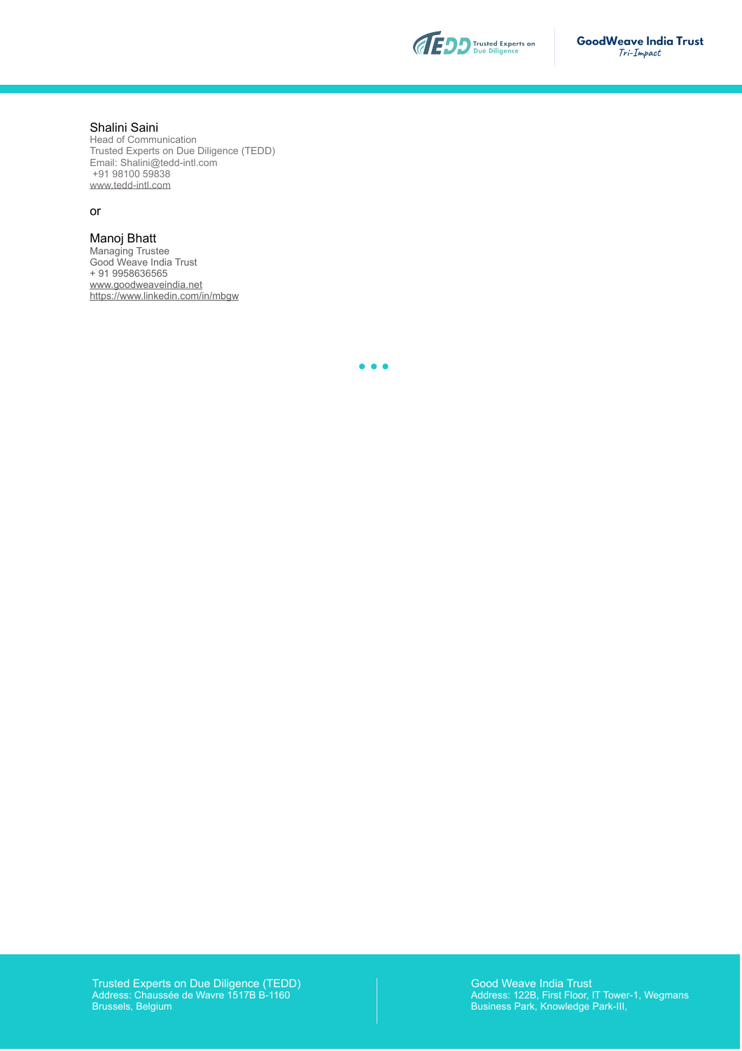Shalini Saini
Head of Communication
Trusted Experts on Due Diligence (TEDD)
Email: Shalini@tedd-intl.com
+91 98100 59838
www.tedd-intl.com

or

Manoj Bhatt
Managing Trustee
Good Weave India Trust
+ 91 9958636565
www.goodweaveindia.net
https://www.linkedin.com/in/mbgw

• • •